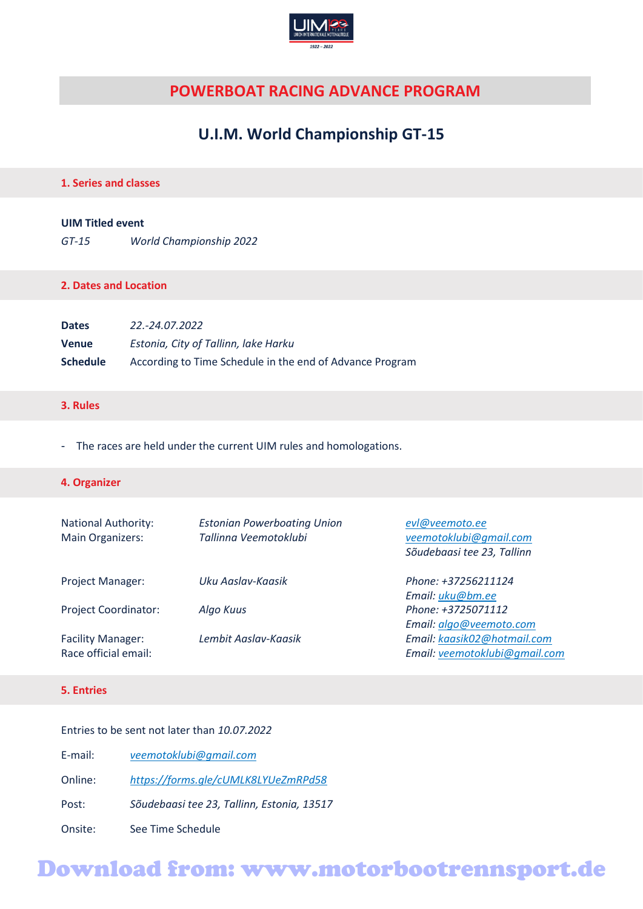# POWERBOAT RACING ADVANCE PROGRAM

## U.I.M. World Championship GT-15

### 1. Series and classes

**UIM Titled event**

*GT-15* *World Championship 2022*

### 2. Dates and Location

| | |
|---|---|
| **Dates** | *22.-24.07.2022* |
| **Venue** | *Estonia, City of Tallinn, lake Harku* |
| **Schedule** | According to Time Schedule in the end of Advance Program |

### 3. Rules

- The races are held under the current UIM rules and homologations.

### 4. Organizer

| | | |
|---|---|---|
| National Authority: | *Estonian Powerboating Union* | *evl@veemoto.ee* |
| Main Organizers: | *Tallinna Veemotoklubi* | *veemotoklubi@gmail.com* Sõudebaasi tee 23, Tallinn |
| Project Manager: | *Uku Aaslav-Kaasik* | *Phone: +37256211124* Email: *uku@bm.ee* |
| Project Coordinator: | *Algo Kuus* | *Phone: +3725071112* Email: *algo@veemoto.com* |
| Facility Manager: | *Lembit Aaslav-Kaasik* | Email: *kaasik02@hotmail.com* |
| Race official email: | | Email: *veemotoklubi@gmail.com* |

### 5. Entries

Entries to be sent not later than *10.07.2022*

| | |
|---|---|
| E-mail: | *veemotoklubi@gmail.com* |
| Online: | *https://forms.gle/cUMLK8LYUeZmRPd58* |
| Post: | *Sõudebaasi tee 23, Tallinn, Estonia, 13517* |
| Onsite: | See Time Schedule |

Download from: www.motorbootrennsport.de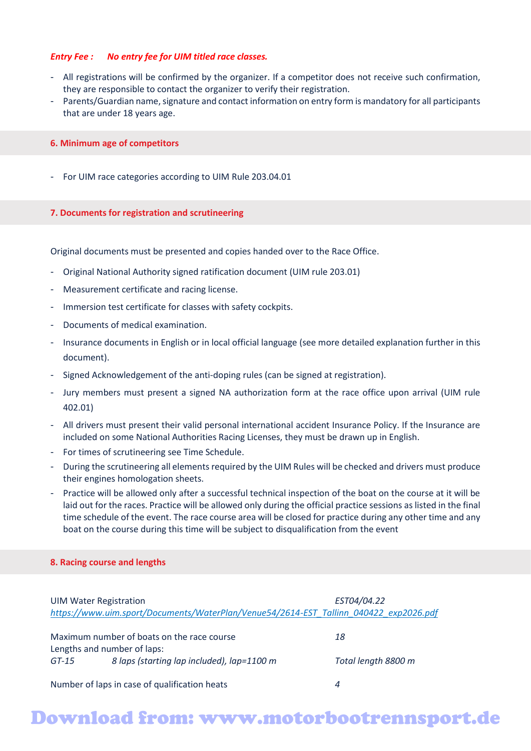***Entry Fee :*** ***No entry fee for UIM titled race classes.***

- All registrations will be confirmed by the organizer. If a competitor does not receive such confirmation, they are responsible to contact the organizer to verify their registration.
- Parents/Guardian name, signature and contact information on entry form is mandatory for all participants that are under 18 years age.

## 6. Minimum age of competitors

- For UIM race categories according to UIM Rule 203.04.01

## 7. Documents for registration and scrutineering

Original documents must be presented and copies handed over to the Race Office.

- Original National Authority signed ratification document (UIM rule 203.01)
- Measurement certificate and racing license.
- Immersion test certificate for classes with safety cockpits.
- Documents of medical examination.
- Insurance documents in English or in local official language (see more detailed explanation further in this document).
- Signed Acknowledgement of the anti-doping rules (can be signed at registration).
- Jury members must present a signed NA authorization form at the race office upon arrival (UIM rule 402.01)
- All drivers must present their valid personal international accident Insurance Policy. If the Insurance are included on some National Authorities Racing Licenses, they must be drawn up in English.
- For times of scrutineering see Time Schedule.
- During the scrutineering all elements required by the UIM Rules will be checked and drivers must produce their engines homologation sheets.
- Practice will be allowed only after a successful technical inspection of the boat on the course at it will be laid out for the races. Practice will be allowed only during the official practice sessions as listed in the final time schedule of the event. The race course area will be closed for practice during any other time and any boat on the course during this time will be subject to disqualification from the event

## 8. Racing course and lengths

UIM Water Registration *EST04/04.22*
*https://www.uim.sport/Documents/WaterPlan/Venue54/2614-EST_Tallinn_040422_exp2026.pdf*

| | | |
|---|---|---|
| Maximum number of boats on the race course | | *18* |
| Lengths and number of laps: | | |
| *GT-15* | *8 laps (starting lap included), lap=1100 m* | *Total length 8800 m* |
| Number of laps in case of qualification heats | | *4* |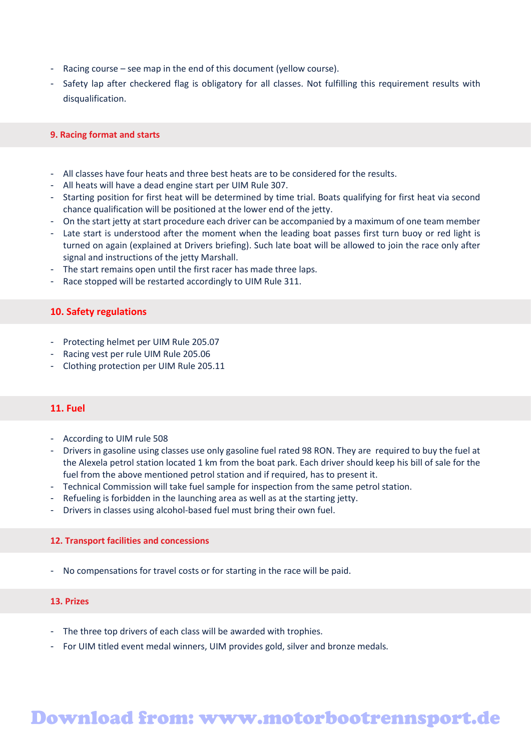- Racing course – see map in the end of this document (yellow course).
- Safety lap after checkered flag is obligatory for all classes. Not fulfilling this requirement results with disqualification.

## 9. Racing format and starts

- All classes have four heats and three best heats are to be considered for the results.
- All heats will have a dead engine start per UIM Rule 307.
- Starting position for first heat will be determined by time trial. Boats qualifying for first heat via second chance qualification will be positioned at the lower end of the jetty.
- On the start jetty at start procedure each driver can be accompanied by a maximum of one team member
- Late start is understood after the moment when the leading boat passes first turn buoy or red light is turned on again (explained at Drivers briefing). Such late boat will be allowed to join the race only after signal and instructions of the jetty Marshall.
- The start remains open until the first racer has made three laps.
- Race stopped will be restarted accordingly to UIM Rule 311.

## 10. Safety regulations

- Protecting helmet per UIM Rule 205.07
- Racing vest per rule UIM Rule 205.06
- Clothing protection per UIM Rule 205.11

## 11. Fuel

- According to UIM rule 508
- Drivers in gasoline using classes use only gasoline fuel rated 98 RON. They are required to buy the fuel at the Alexela petrol station located 1 km from the boat park. Each driver should keep his bill of sale for the fuel from the above mentioned petrol station and if required, has to present it.
- Technical Commission will take fuel sample for inspection from the same petrol station.
- Refueling is forbidden in the launching area as well as at the starting jetty.
- Drivers in classes using alcohol-based fuel must bring their own fuel.

## 12. Transport facilities and concessions

- No compensations for travel costs or for starting in the race will be paid.

## 13. Prizes

- The three top drivers of each class will be awarded with trophies.
- For UIM titled event medal winners, UIM provides gold, silver and bronze medals.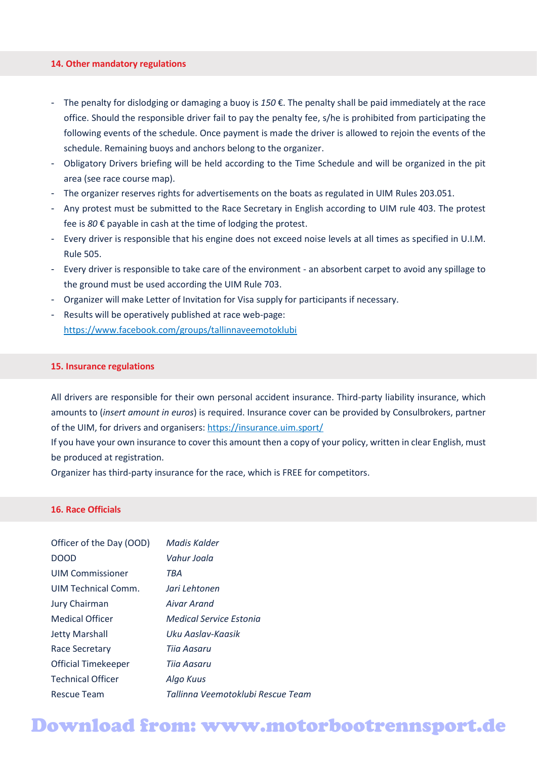## 14. Other mandatory regulations

- The penalty for dislodging or damaging a buoy is *150* €. The penalty shall be paid immediately at the race office. Should the responsible driver fail to pay the penalty fee, s/he is prohibited from participating the following events of the schedule. Once payment is made the driver is allowed to rejoin the events of the schedule. Remaining buoys and anchors belong to the organizer.
- Obligatory Drivers briefing will be held according to the Time Schedule and will be organized in the pit area (see race course map).
- The organizer reserves rights for advertisements on the boats as regulated in UIM Rules 203.051.
- Any protest must be submitted to the Race Secretary in English according to UIM rule 403. The protest fee is *80* € payable in cash at the time of lodging the protest.
- Every driver is responsible that his engine does not exceed noise levels at all times as specified in U.I.M. Rule 505.
- Every driver is responsible to take care of the environment - an absorbent carpet to avoid any spillage to the ground must be used according the UIM Rule 703.
- Organizer will make Letter of Invitation for Visa supply for participants if necessary.
- Results will be operatively published at race web-page: https://www.facebook.com/groups/tallinnaveemotoklubi

## 15. Insurance regulations

All drivers are responsible for their own personal accident insurance. Third-party liability insurance, which amounts to (*insert amount in euros*) is required. Insurance cover can be provided by Consulbrokers, partner of the UIM, for drivers and organisers: https://insurance.uim.sport/
If you have your own insurance to cover this amount then a copy of your policy, written in clear English, must be produced at registration.
Organizer has third-party insurance for the race, which is FREE for competitors.

## 16. Race Officials

| | |
|---|---|
| Officer of the Day (OOD) | *Madis Kalder* |
| DOOD | *Vahur Joala* |
| UIM Commissioner | *TBA* |
| UIM Technical Comm. | *Jari Lehtonen* |
| Jury Chairman | *Aivar Arand* |
| Medical Officer | *Medical Service Estonia* |
| Jetty Marshall | *Uku Aaslav-Kaasik* |
| Race Secretary | *Tiia Aasaru* |
| Official Timekeeper | *Tiia Aasaru* |
| Technical Officer | *Algo Kuus* |
| Rescue Team | *Tallinna Veemotoklubi Rescue Team* |

Download from: www.motorbootrennsport.de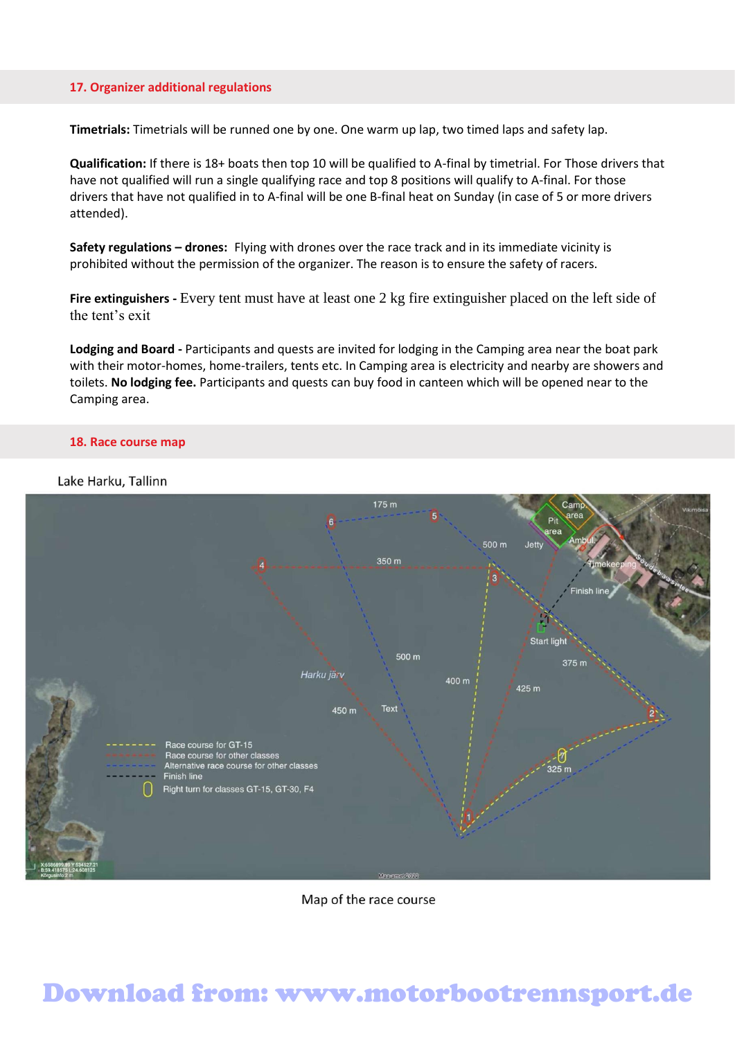## 17. Organizer additional regulations

**Timetrials:** Timetrials will be runned one by one. One warm up lap, two timed laps and safety lap.

**Qualification:** If there is 18+ boats then top 10 will be qualified to A-final by timetrial. For Those drivers that have not qualified will run a single qualifying race and top 8 positions will qualify to A-final. For those drivers that have not qualified in to A-final will be one B-final heat on Sunday (in case of 5 or more drivers attended).

**Safety regulations – drones:** Flying with drones over the race track and in its immediate vicinity is prohibited without the permission of the organizer. The reason is to ensure the safety of racers.

**Fire extinguishers -** Every tent must have at least one 2 kg fire extinguisher placed on the left side of the tent's exit

**Lodging and Board -** Participants and quests are invited for lodging in the Camping area near the boat park with their motor-homes, home-trailers, tents etc. In Camping area is electricity and nearby are showers and toilets. **No lodging fee.** Participants and quests can buy food in canteen which will be opened near to the Camping area.

## 18. Race course map

Lake Harku, Tallinn

175 m
6
5
Camp. area
Pit area
Jetty
Ambul.
500 m
4
350 m
3
Timekeeping
Finish line
Start light
500 m
375 m
Harku järv
400 m
425 m
450 m
Text
2
325 m
1

Race course for GT-15
Race course for other classes
Alternative race course for other classes
Finish line
Right turn for classes GT-15, GT-30, F4

Map of the race course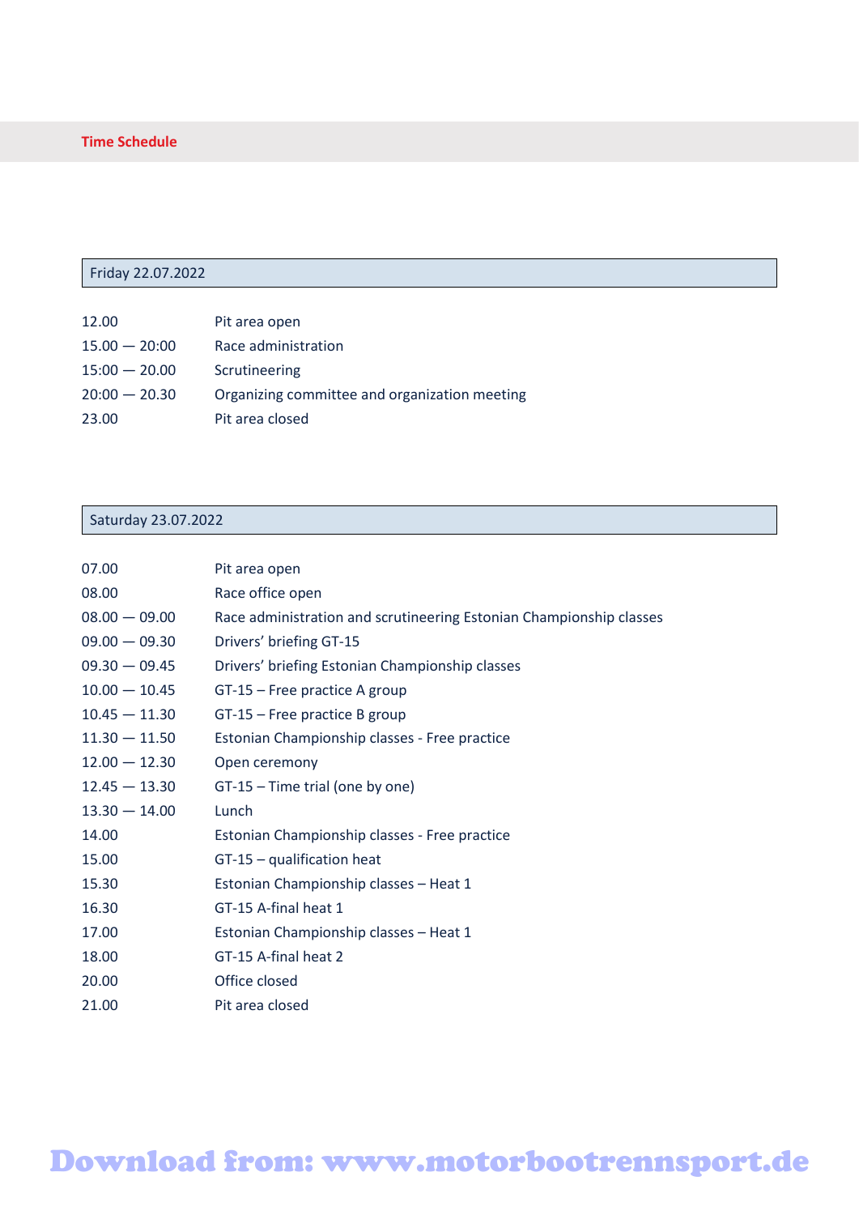## Time Schedule

| Friday 22.07.2022 | |
|---|---|
| 12.00 | Pit area open |
| 15.00 — 20:00 | Race administration |
| 15:00 — 20.00 | Scrutineering |
| 20:00 — 20.30 | Organizing committee and organization meeting |
| 23.00 | Pit area closed |

| Saturday 23.07.2022 | |
|---|---|
| 07.00 | Pit area open |
| 08.00 | Race office open |
| 08.00 — 09.00 | Race administration and scrutineering Estonian Championship classes |
| 09.00 — 09.30 | Drivers' briefing GT-15 |
| 09.30 — 09.45 | Drivers' briefing Estonian Championship classes |
| 10.00 — 10.45 | GT-15 – Free practice A group |
| 10.45 — 11.30 | GT-15 – Free practice B group |
| 11.30 — 11.50 | Estonian Championship classes - Free practice |
| 12.00 — 12.30 | Open ceremony |
| 12.45 — 13.30 | GT-15 – Time trial (one by one) |
| 13.30 — 14.00 | Lunch |
| 14.00 | Estonian Championship classes - Free practice |
| 15.00 | GT-15 – qualification heat |
| 15.30 | Estonian Championship classes – Heat 1 |
| 16.30 | GT-15 A-final heat 1 |
| 17.00 | Estonian Championship classes – Heat 1 |
| 18.00 | GT-15 A-final heat 2 |
| 20.00 | Office closed |
| 21.00 | Pit area closed |

Download from: www.motorbootrennsport.de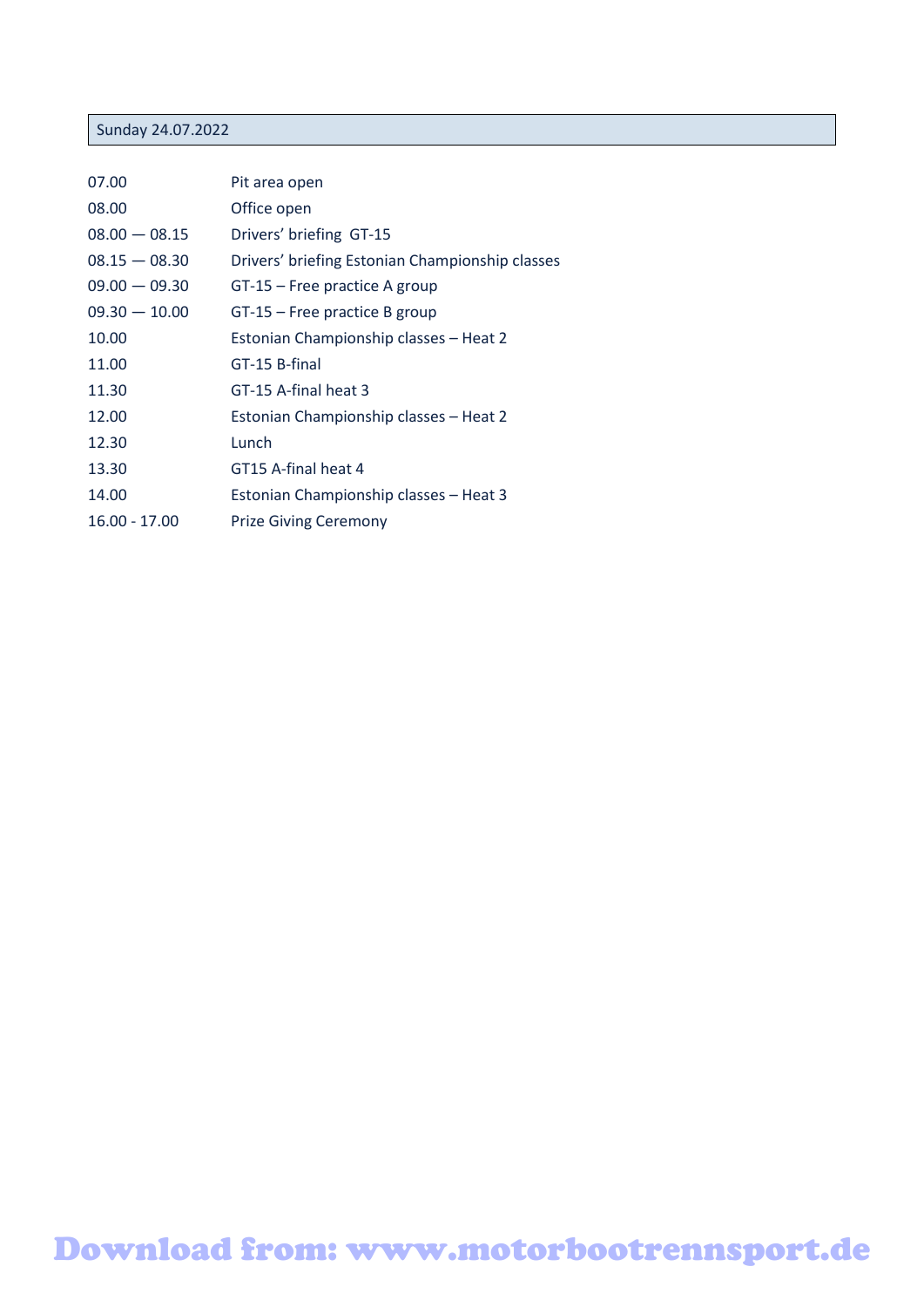Sunday 24.07.2022

| | |
|---|---|
| 07.00 | Pit area open |
| 08.00 | Office open |
| 08.00 — 08.15 | Drivers' briefing GT-15 |
| 08.15 — 08.30 | Drivers' briefing Estonian Championship classes |
| 09.00 — 09.30 | GT-15 – Free practice A group |
| 09.30 — 10.00 | GT-15 – Free practice B group |
| 10.00 | Estonian Championship classes – Heat 2 |
| 11.00 | GT-15 B-final |
| 11.30 | GT-15 A-final heat 3 |
| 12.00 | Estonian Championship classes – Heat 2 |
| 12.30 | Lunch |
| 13.30 | GT15 A-final heat 4 |
| 14.00 | Estonian Championship classes – Heat 3 |
| 16.00 - 17.00 | Prize Giving Ceremony |

Download from: www.motorbootrennsport.de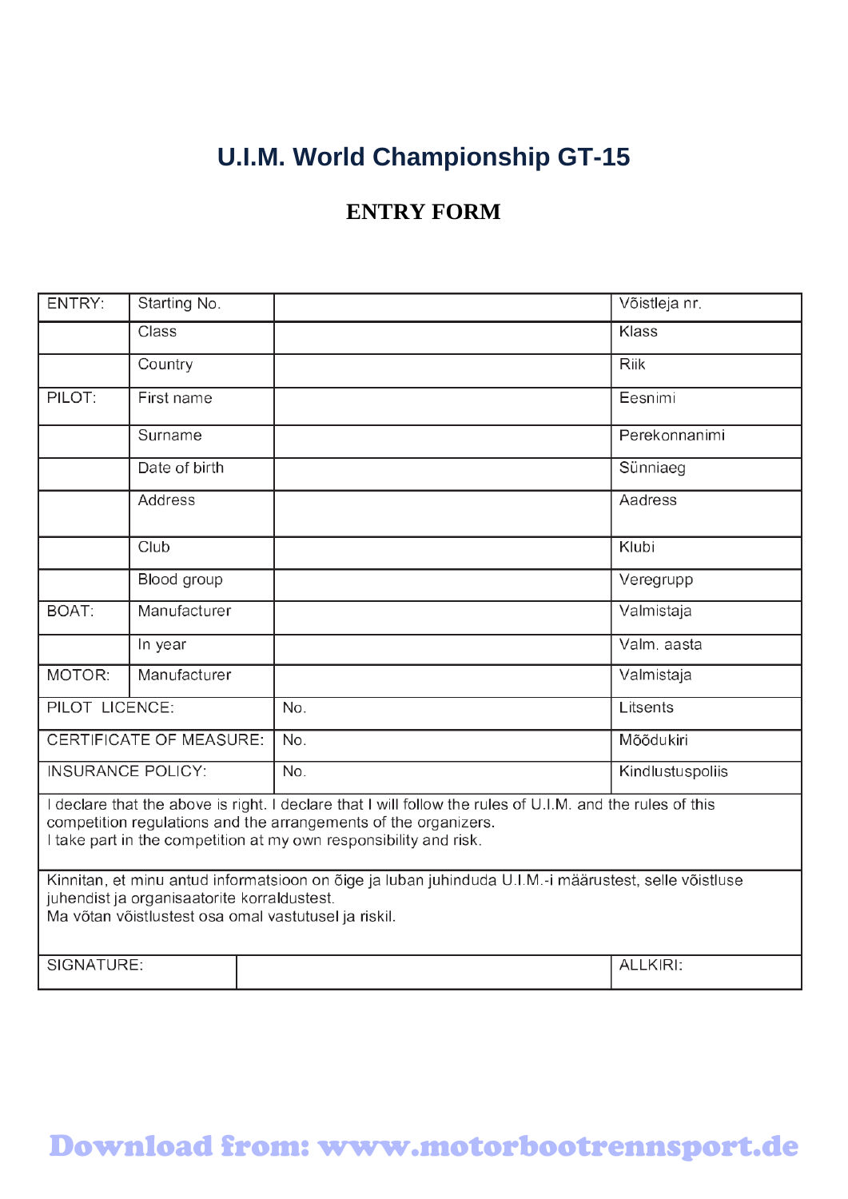# U.I.M. World Championship GT-15

## ENTRY FORM

| | | | |
|---|---|---|---|
| ENTRY: | Starting No. | | Võistleja nr. |
| | Class | | Klass |
| | Country | | Riik |
| PILOT: | First name | | Eesnimi |
| | Surname | | Perekonnanimi |
| | Date of birth | | Sünniaeg |
| | Address | | Aadress |
| | Club | | Klubi |
| | Blood group | | Veregrupp |
| BOAT: | Manufacturer | | Valmistaja |
| | In year | | Valm. aasta |
| MOTOR: | Manufacturer | | Valmistaja |
| PILOT LICENCE: | | No. | Litsents |
| CERTIFICATE OF MEASURE: | | No. | Mõõdukiri |
| INSURANCE POLICY: | | No. | Kindlustuspoliis |

I declare that the above is right. I declare that I will follow the rules of U.I.M. and the rules of this competition regulations and the arrangements of the organizers.
I take part in the competition at my own responsibility and risk.

Kinnitan, et minu antud informatsioon on õige ja luban juhinduda U.I.M.-i määrustest, selle võistluse juhendist ja organisaatorite korraldustest.
Ma võtan võistlustest osa omal vastutusel ja riskil.

| | | |
|---|---|---|
| SIGNATURE: | | ALLKIRI: |

Download from: www.motorbootrennsport.de